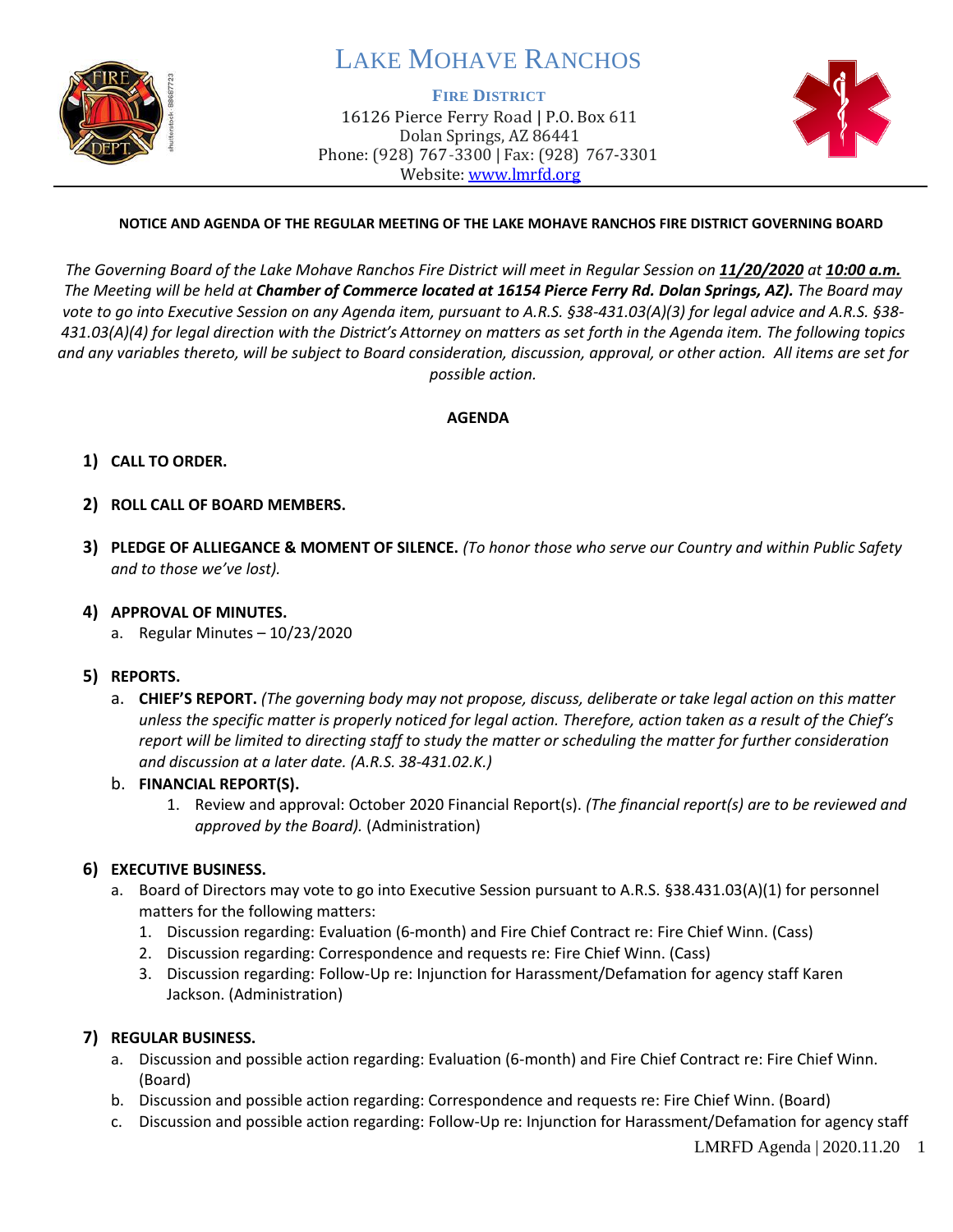# LAKE MOHAVE RANCHOS

**FIRE DISTRICT**
16126 Pierce Ferry Road | P.O. Box 611
Dolan Springs, AZ 86441
Phone: (928) 767-3300 | Fax: (928) 767-3301
Website: www.lmrfd.org

**NOTICE AND AGENDA OF THE REGULAR MEETING OF THE LAKE MOHAVE RANCHOS FIRE DISTRICT GOVERNING BOARD**

*The Governing Board of the Lake Mohave Ranchos Fire District will meet in Regular Session on* ***11/20/2020*** *at* ***10:00 a.m.*** *The Meeting will be held at* ***Chamber of Commerce located at 16154 Pierce Ferry Rd. Dolan Springs, AZ).*** *The Board may vote to go into Executive Session on any Agenda item, pursuant to A.R.S. §38-431.03(A)(3) for legal advice and A.R.S. §38-431.03(A)(4) for legal direction with the District's Attorney on matters as set forth in the Agenda item. The following topics and any variables thereto, will be subject to Board consideration, discussion, approval, or other action. All items are set for possible action.*

**AGENDA**

1) **CALL TO ORDER.**

2) **ROLL CALL OF BOARD MEMBERS.**

3) **PLEDGE OF ALLIEGANCE & MOMENT OF SILENCE.** *(To honor those who serve our Country and within Public Safety and to those we've lost).*

4) **APPROVAL OF MINUTES.**
   a. Regular Minutes – 10/23/2020

5) **REPORTS.**
   a. **CHIEF'S REPORT.** *(The governing body may not propose, discuss, deliberate or take legal action on this matter unless the specific matter is properly noticed for legal action. Therefore, action taken as a result of the Chief's report will be limited to directing staff to study the matter or scheduling the matter for further consideration and discussion at a later date. (A.R.S. 38-431.02.K.)*
   b. **FINANCIAL REPORT(S).**
      1. Review and approval: October 2020 Financial Report(s). *(The financial report(s) are to be reviewed and approved by the Board).* (Administration)

6) **EXECUTIVE BUSINESS.**
   a. Board of Directors may vote to go into Executive Session pursuant to A.R.S. §38.431.03(A)(1) for personnel matters for the following matters:
      1. Discussion regarding: Evaluation (6-month) and Fire Chief Contract re: Fire Chief Winn. (Cass)
      2. Discussion regarding: Correspondence and requests re: Fire Chief Winn. (Cass)
      3. Discussion regarding: Follow-Up re: Injunction for Harassment/Defamation for agency staff Karen Jackson. (Administration)

7) **REGULAR BUSINESS.**
   a. Discussion and possible action regarding: Evaluation (6-month) and Fire Chief Contract re: Fire Chief Winn. (Board)
   b. Discussion and possible action regarding: Correspondence and requests re: Fire Chief Winn. (Board)
   c. Discussion and possible action regarding: Follow-Up re: Injunction for Harassment/Defamation for agency staff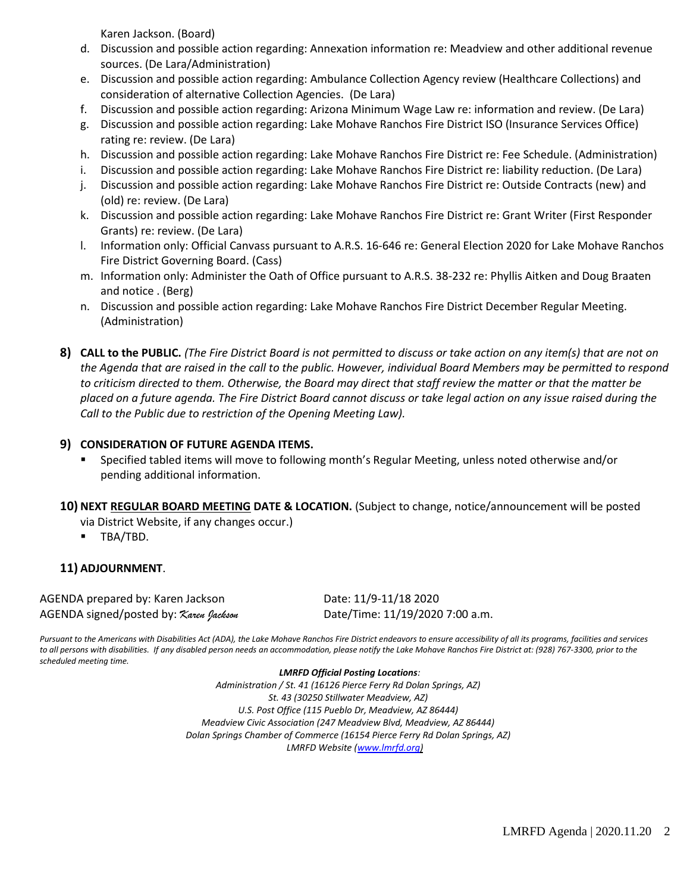Karen Jackson. (Board)

d. Discussion and possible action regarding: Annexation information re: Meadview and other additional revenue sources. (De Lara/Administration)
e. Discussion and possible action regarding: Ambulance Collection Agency review (Healthcare Collections) and consideration of alternative Collection Agencies. (De Lara)
f. Discussion and possible action regarding: Arizona Minimum Wage Law re: information and review. (De Lara)
g. Discussion and possible action regarding: Lake Mohave Ranchos Fire District ISO (Insurance Services Office) rating re: review. (De Lara)
h. Discussion and possible action regarding: Lake Mohave Ranchos Fire District re: Fee Schedule. (Administration)
i. Discussion and possible action regarding: Lake Mohave Ranchos Fire District re: liability reduction. (De Lara)
j. Discussion and possible action regarding: Lake Mohave Ranchos Fire District re: Outside Contracts (new) and (old) re: review. (De Lara)
k. Discussion and possible action regarding: Lake Mohave Ranchos Fire District re: Grant Writer (First Responder Grants) re: review. (De Lara)
l. Information only: Official Canvass pursuant to A.R.S. 16-646 re: General Election 2020 for Lake Mohave Ranchos Fire District Governing Board. (Cass)
m. Information only: Administer the Oath of Office pursuant to A.R.S. 38-232 re: Phyllis Aitken and Doug Braaten and notice . (Berg)
n. Discussion and possible action regarding: Lake Mohave Ranchos Fire District December Regular Meeting. (Administration)

**8) CALL to the PUBLIC.** *(The Fire District Board is not permitted to discuss or take action on any item(s) that are not on the Agenda that are raised in the call to the public. However, individual Board Members may be permitted to respond to criticism directed to them. Otherwise, the Board may direct that staff review the matter or that the matter be placed on a future agenda. The Fire District Board cannot discuss or take legal action on any issue raised during the Call to the Public due to restriction of the Opening Meeting Law).*

**9) CONSIDERATION OF FUTURE AGENDA ITEMS.**

- Specified tabled items will move to following month's Regular Meeting, unless noted otherwise and/or pending additional information.

**10) NEXT REGULAR BOARD MEETING DATE & LOCATION.** (Subject to change, notice/announcement will be posted via District Website, if any changes occur.)

- TBA/TBD.

**11) ADJOURNMENT**.

AGENDA prepared by: Karen Jackson — Date: 11/9-11/18 2020
AGENDA signed/posted by: *Karen Jackson* — Date/Time: 11/19/2020 7:00 a.m.

*Pursuant to the Americans with Disabilities Act (ADA), the Lake Mohave Ranchos Fire District endeavors to ensure accessibility of all its programs, facilities and services to all persons with disabilities. If any disabled person needs an accommodation, please notify the Lake Mohave Ranchos Fire District at: (928) 767-3300, prior to the scheduled meeting time.*

***LMRFD Official Posting Locations:***

*Administration / St. 41 (16126 Pierce Ferry Rd Dolan Springs, AZ)*
*St. 43 (30250 Stillwater Meadview, AZ)*
*U.S. Post Office (115 Pueblo Dr, Meadview, AZ 86444)*
*Meadview Civic Association (247 Meadview Blvd, Meadview, AZ 86444)*
*Dolan Springs Chamber of Commerce (16154 Pierce Ferry Rd Dolan Springs, AZ)*
*LMRFD Website (www.lmrfd.org)*